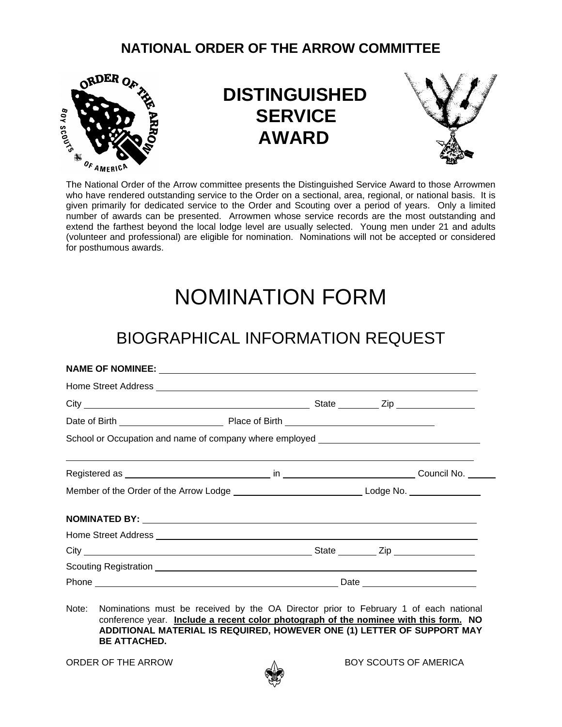# NATIONAL ORDER OF THE ARROW COMMITTEE

# DISTINGUISHED SERVICE AWARD

The National Order of the Arrow committee presents the Distinguished Service Award to those Arrowmen who have rendered outstanding service to the Order on a sectional, area, regional, or national basis. It is given primarily for dedicated service to the Order and Scouting over a period of years. Only a limited number of awards can be presented. Arrowmen whose service records are the most outstanding and extend the farthest beyond the local lodge level are usually selected. Young men under 21 and adults (volunteer and professional) are eligible for nomination. Nominations will not be accepted or considered for posthumous awards.

# NOMINATION FORM

## BIOGRAPHICAL INFORMATION REQUEST

**NAME OF NOMINEE:** ______________________________________________

Home Street Address ______________________________________________

City ______________________________ State ________ Zip ______________

Date of Birth ____________________ Place of Birth ____________________

School or Occupation and name of company where employed ____________________

______________________________________________________________

Registered as ____________________ in ____________________ Council No. ______

Member of the Order of the Arrow Lodge ____________________ Lodge No. ____________

**NOMINATED BY:** ______________________________________________

Home Street Address ______________________________________________

City ______________________________ State ________ Zip ______________

Scouting Registration ______________________________________________

Phone ______________________________ Date ____________________

Note: Nominations must be received by the OA Director prior to February 1 of each national conference year. **Include a recent color photograph of the nominee with this form.** **NO ADDITIONAL MATERIAL IS REQUIRED, HOWEVER ONE (1) LETTER OF SUPPORT MAY BE ATTACHED.**

ORDER OF THE ARROW BOY SCOUTS OF AMERICA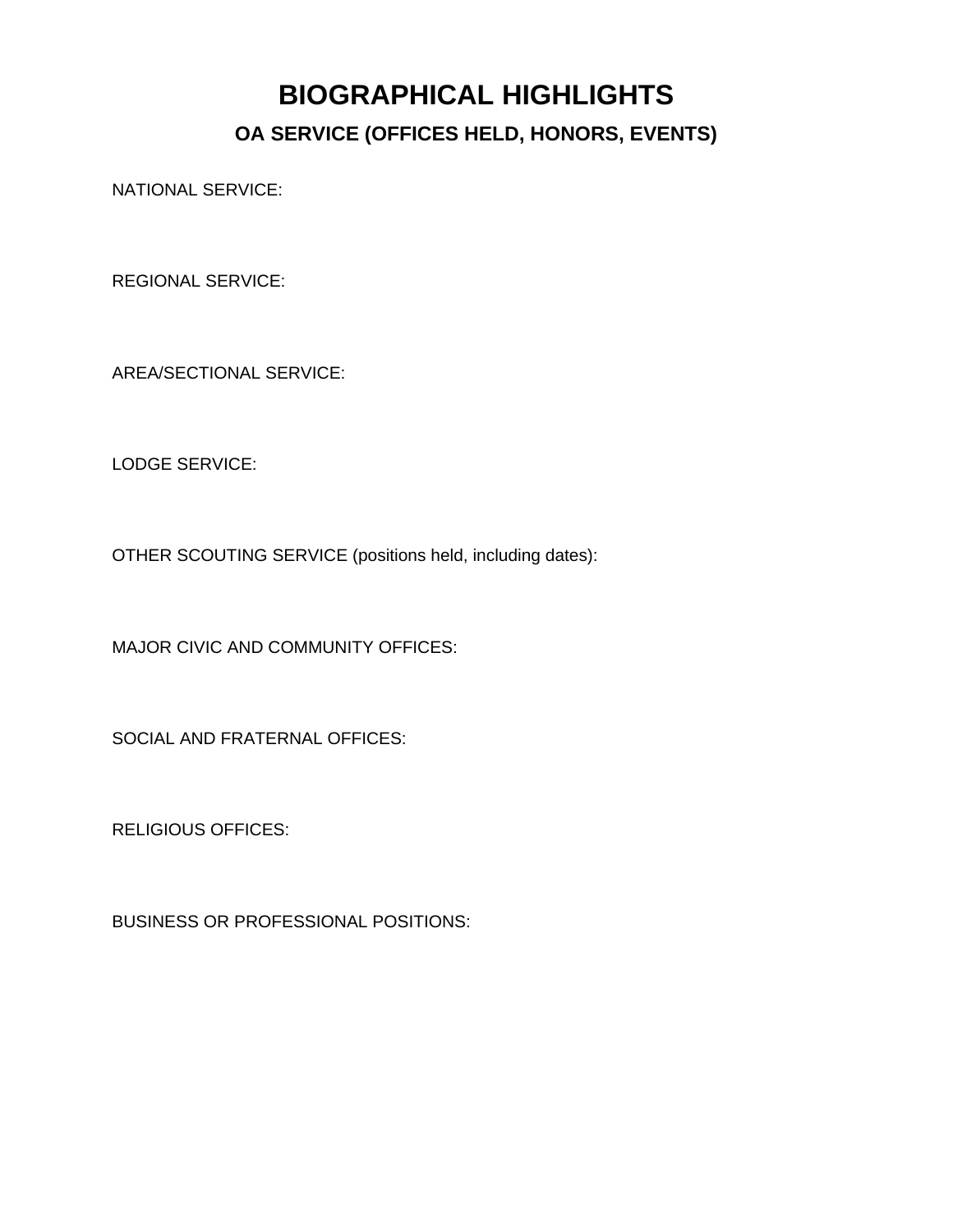# BIOGRAPHICAL HIGHLIGHTS

## OA SERVICE (OFFICES HELD, HONORS, EVENTS)

NATIONAL SERVICE:

REGIONAL SERVICE:

AREA/SECTIONAL SERVICE:

LODGE SERVICE:

OTHER SCOUTING SERVICE (positions held, including dates):

MAJOR CIVIC AND COMMUNITY OFFICES:

SOCIAL AND FRATERNAL OFFICES:

RELIGIOUS OFFICES:

BUSINESS OR PROFESSIONAL POSITIONS: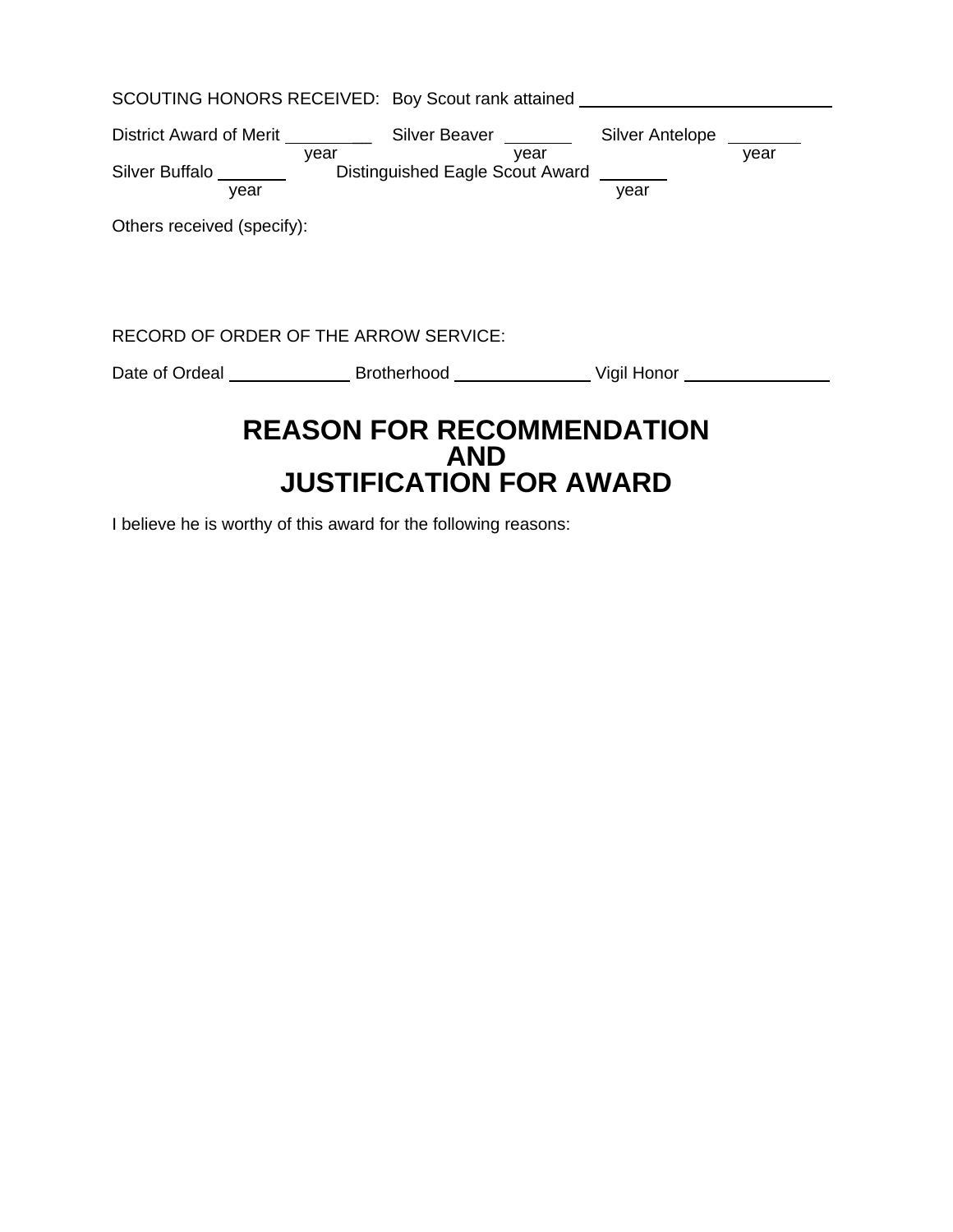SCOUTING HONORS RECEIVED: Boy Scout rank attained ____________________________

District Award of Merit __________ Silver Beaver ________ Silver Antelope ________
year                                   year                                   year

Silver Buffalo ________ Distinguished Eagle Scout Award ________
year                                   year

Others received (specify):

RECORD OF ORDER OF THE ARROW SERVICE:

Date of Ordeal _____________ Brotherhood _______________ Vigil Honor ________________

# REASON FOR RECOMMENDATION AND JUSTIFICATION FOR AWARD

I believe he is worthy of this award for the following reasons: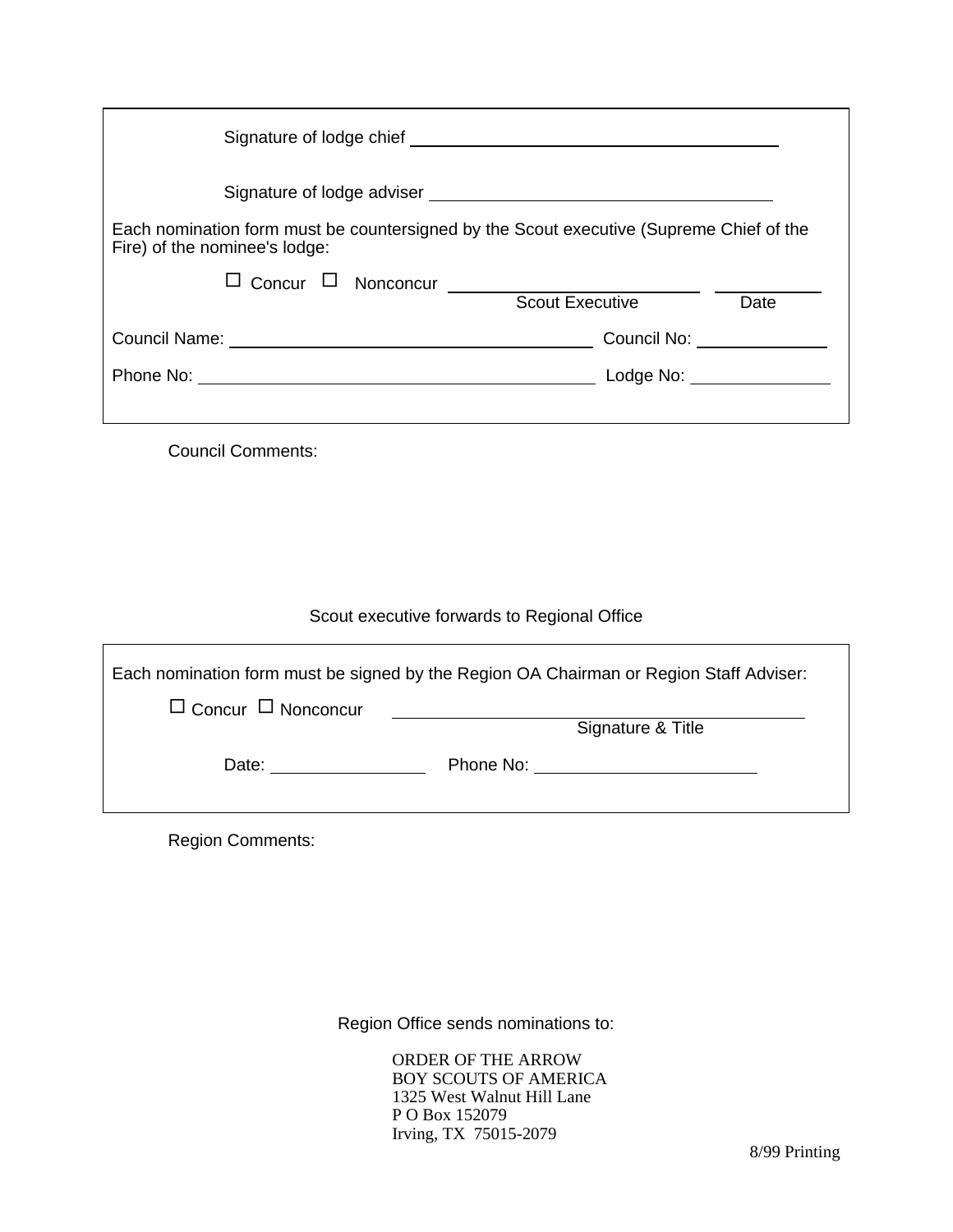Signature of lodge chief ______________________________

Signature of lodge adviser ______________________________

Each nomination form must be countersigned by the Scout executive (Supreme Chief of the Fire) of the nominee's lodge:

☐ Concur ☐ Nonconcur ______________________ Scout Executive ____________ Date

Council Name: ______________________________ Council No: ____________

Phone No: ______________________________ Lodge No: ____________

Council Comments:

Scout executive forwards to Regional Office

Each nomination form must be signed by the Region OA Chairman or Region Staff Adviser:

☐ Concur ☐ Nonconcur ______________________________ Signature & Title

Date: ______________ Phone No: ____________________

Region Comments:

Region Office sends nominations to:

ORDER OF THE ARROW
BOY SCOUTS OF AMERICA
1325 West Walnut Hill Lane
P O Box 152079
Irving, TX 75015-2079

8/99 Printing